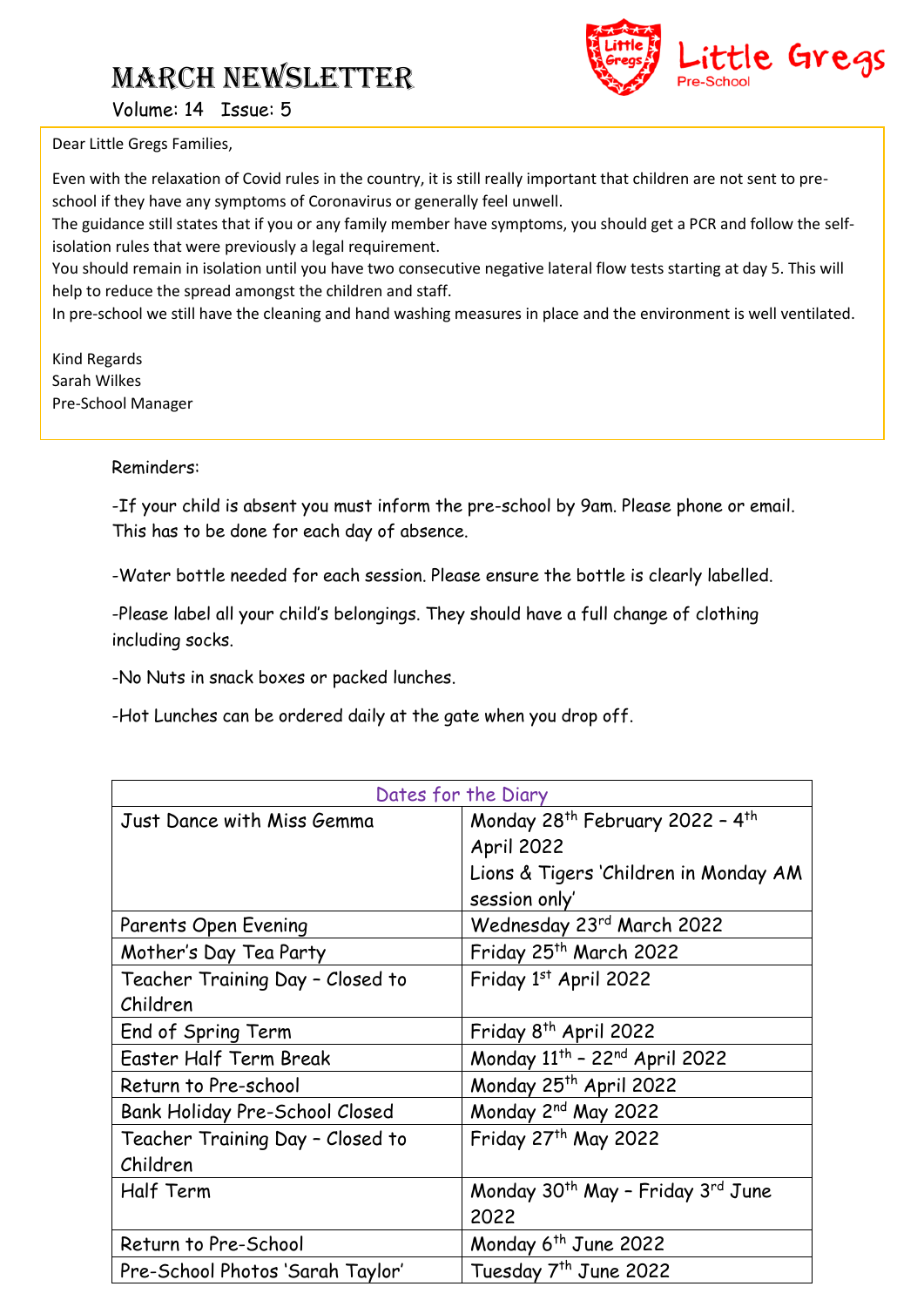# March Newsletter

Volume: 14 Issue: 5

Little Gregs Pre-School

Dear Little Gregs Families,

Even with the relaxation of Covid rules in the country, it is still really important that children are not sent to pre-school if they have any symptoms of Coronavirus or generally feel unwell.
The guidance still states that if you or any family member have symptoms, you should get a PCR and follow the self-isolation rules that were previously a legal requirement.
You should remain in isolation until you have two consecutive negative lateral flow tests starting at day 5. This will help to reduce the spread amongst the children and staff.
In pre-school we still have the cleaning and hand washing measures in place and the environment is well ventilated.

Kind Regards
Sarah Wilkes
Pre-School Manager

Reminders:

-If your child is absent you must inform the pre-school by 9am. Please phone or email. This has to be done for each day of absence.

-Water bottle needed for each session. Please ensure the bottle is clearly labelled.

-Please label all your child's belongings. They should have a full change of clothing including socks.

-No Nuts in snack boxes or packed lunches.

-Hot Lunches can be ordered daily at the gate when you drop off.

| Dates for the Diary | |
|---|---|
| Just Dance with Miss Gemma | Monday 28th February 2022 – 4th April 2022<br>Lions & Tigers 'Children in Monday AM session only' |
| Parents Open Evening | Wednesday 23rd March 2022 |
| Mother's Day Tea Party | Friday 25th March 2022 |
| Teacher Training Day – Closed to Children | Friday 1st April 2022 |
| End of Spring Term | Friday 8th April 2022 |
| Easter Half Term Break | Monday 11th – 22nd April 2022 |
| Return to Pre-school | Monday 25th April 2022 |
| Bank Holiday Pre-School Closed | Monday 2nd May 2022 |
| Teacher Training Day – Closed to Children | Friday 27th May 2022 |
| Half Term | Monday 30th May – Friday 3rd June 2022 |
| Return to Pre-School | Monday 6th June 2022 |
| Pre-School Photos 'Sarah Taylor' | Tuesday 7th June 2022 |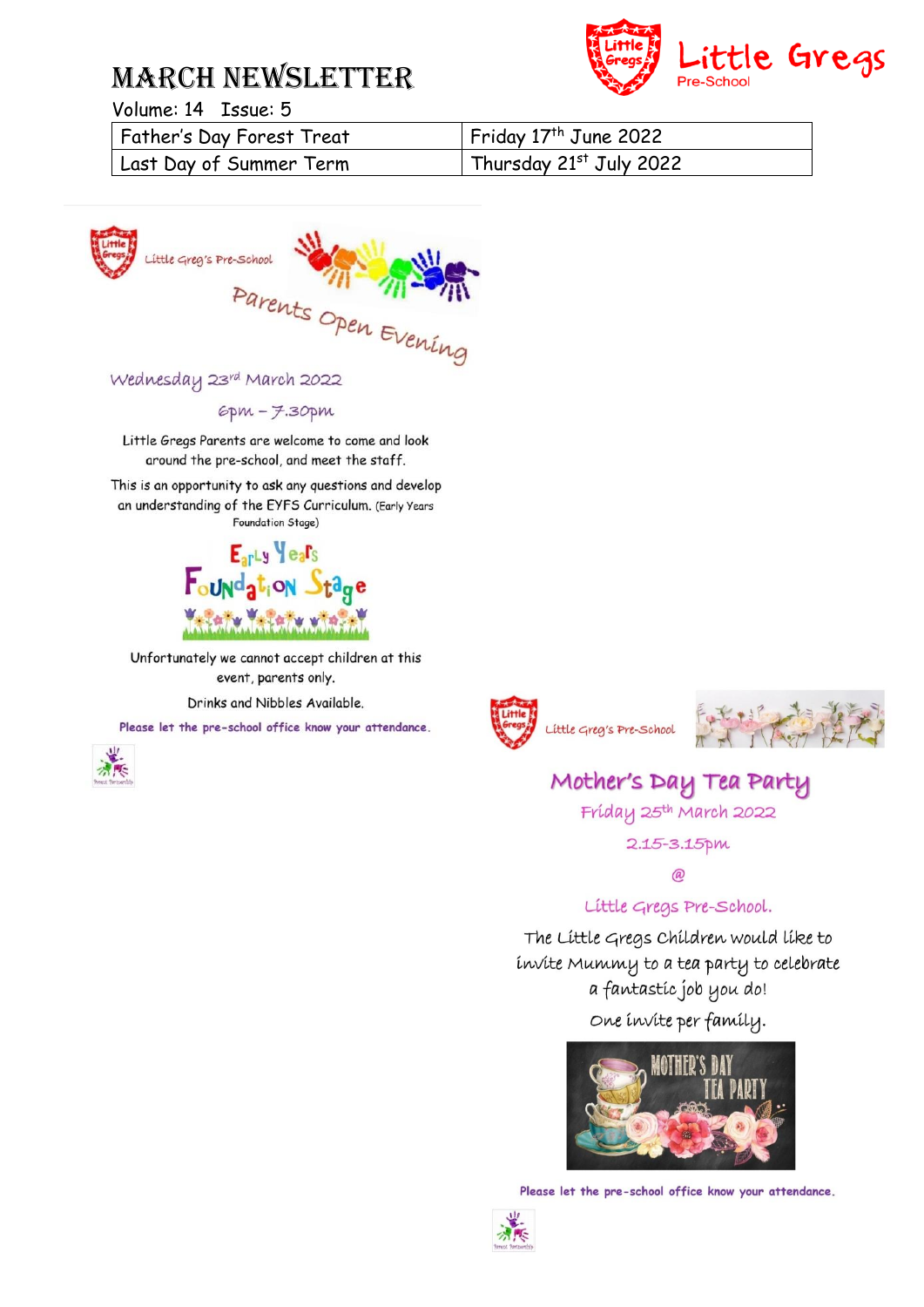# MARCH NEWSLETTER

Little Gregs
Pre-School

Volume: 14 Issue: 5

| | |
|---|---|
| Father's Day Forest Treat | Friday 17th June 2022 |
| Last Day of Summer Term | Thursday 21st July 2022 |

Little Greg's Pre-School

## Parents Open Evening

Wednesday 23rd March 2022

6pm – 7.30pm

Little Gregs Parents are welcome to come and look around the pre-school, and meet the staff.

This is an opportunity to ask any questions and develop an understanding of the EYFS Curriculum. (Early Years Foundation Stage)

Early Years Foundation Stage

Unfortunately we cannot accept children at this event, parents only.

Drinks and Nibbles Available.

Please let the pre-school office know your attendance.

Little Greg's Pre-School

## Mother's Day Tea Party

Friday 25th March 2022

2.15-3.15pm

@

Little Gregs Pre-School.

The Little Gregs Children would like to invite Mummy to a tea party to celebrate a fantastic job you do!

One invite per family.

MOTHER'S DAY TEA PARTY

Please let the pre-school office know your attendance.